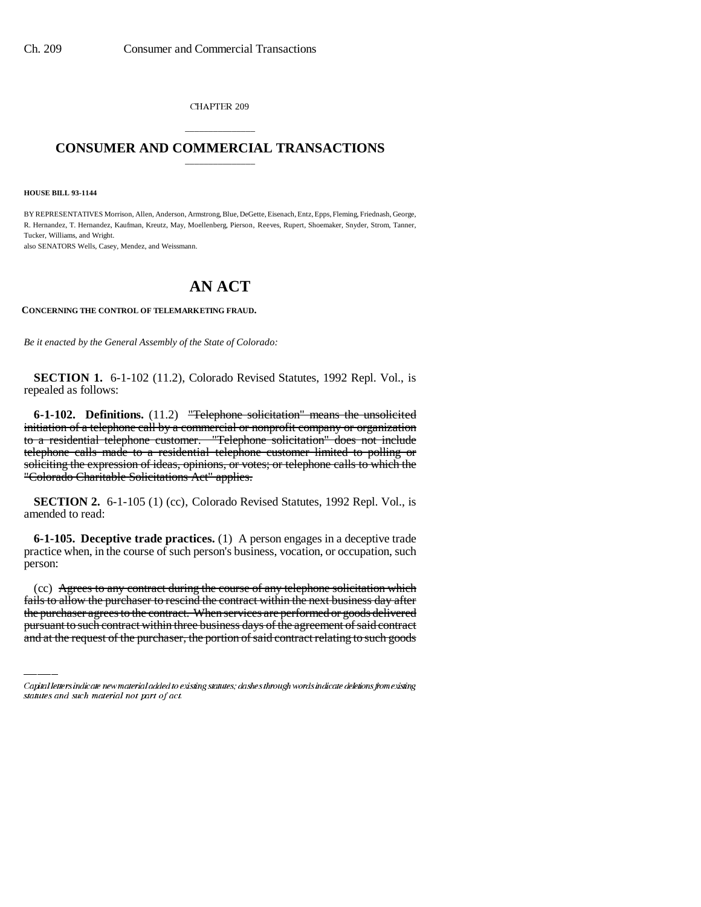CHAPTER 209

# CONSUMER AND COMMERCIAL TRANSACTIONS

**HOUSE BILL 93-1144**

BY REPRESENTATIVES Morrison, Allen, Anderson, Armstrong, Blue, DeGette, Eisenach, Entz, Epps, Fleming, Friednash, George, R. Hernandez, T. Hernandez, Kaufman, Kreutz, May, Moellenberg, Pierson, Reeves, Rupert, Shoemaker, Snyder, Strom, Tanner, Tucker, Williams, and Wright.

also SENATORS Wells, Casey, Mendez, and Weissmann.

# AN ACT

**CONCERNING THE CONTROL OF TELEMARKETING FRAUD.**

*Be it enacted by the General Assembly of the State of Colorado:*

**SECTION 1.** 6-1-102 (11.2), Colorado Revised Statutes, 1992 Repl. Vol., is repealed as follows:

**6-1-102. Definitions.** (11.2) ~~"Telephone solicitation" means the unsolicited initiation of a telephone call by a commercial or nonprofit company or organization to a residential telephone customer. "Telephone solicitation" does not include telephone calls made to a residential telephone customer limited to polling or soliciting the expression of ideas, opinions, or votes; or telephone calls to which the "Colorado Charitable Solicitations Act" applies.~~

**SECTION 2.** 6-1-105 (1) (cc), Colorado Revised Statutes, 1992 Repl. Vol., is amended to read:

**6-1-105. Deceptive trade practices.** (1) A person engages in a deceptive trade practice when, in the course of such person's business, vocation, or occupation, such person:

(cc) ~~Agrees to any contract during the course of any telephone solicitation which fails to allow the purchaser to rescind the contract within the next business day after the purchaser agrees to the contract. When services are performed or goods delivered pursuant to such contract within three business days of the agreement of said contract and at the request of the purchaser, the portion of said contract relating to such goods~~

Capital letters indicate new material added to existing statutes; dashes through words indicate deletions from existing statutes and such material not part of act.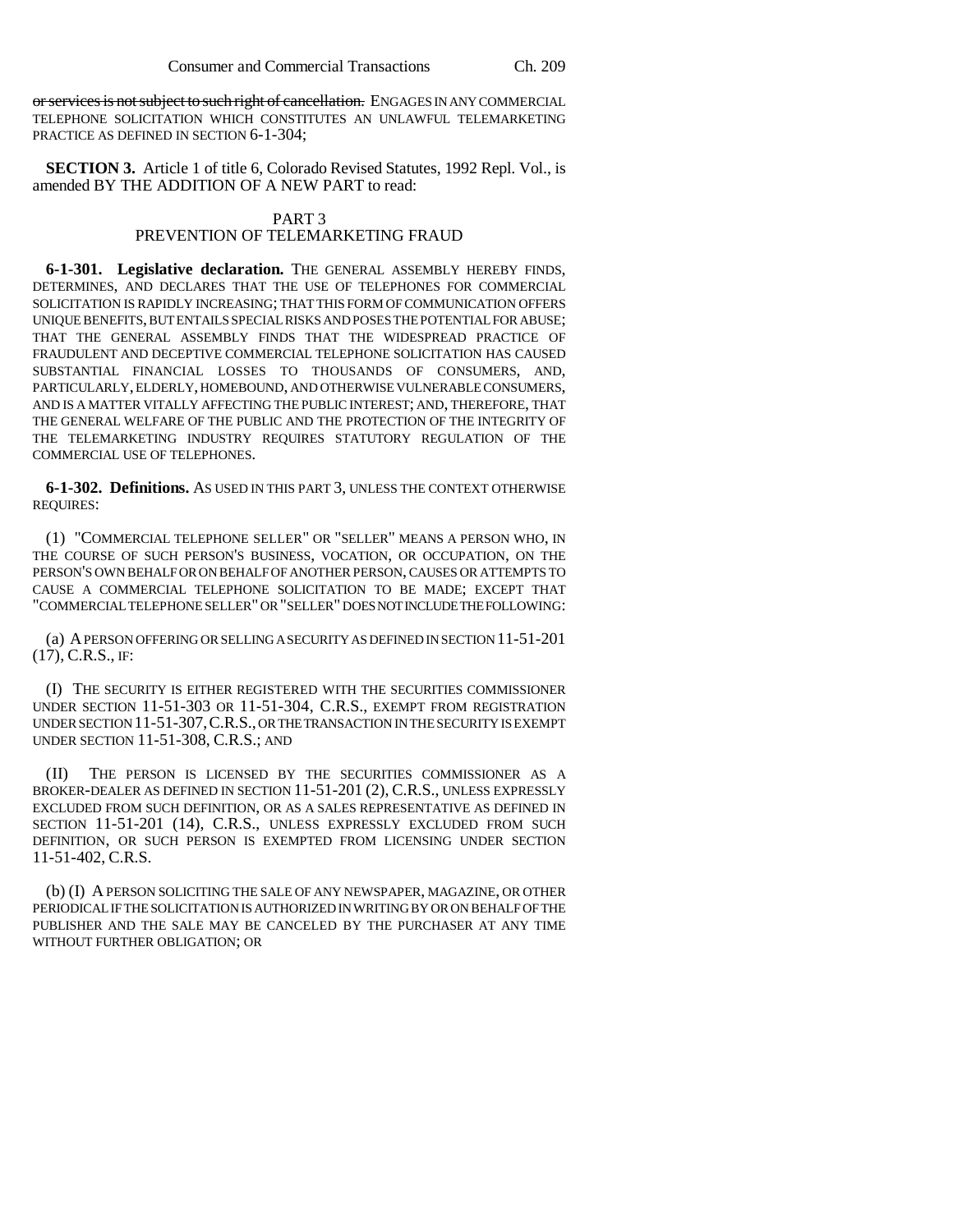~~or services is not subject to such right of cancellation.~~ ENGAGES IN ANY COMMERCIAL TELEPHONE SOLICITATION WHICH CONSTITUTES AN UNLAWFUL TELEMARKETING PRACTICE AS DEFINED IN SECTION 6-1-304;

**SECTION 3.** Article 1 of title 6, Colorado Revised Statutes, 1992 Repl. Vol., is amended BY THE ADDITION OF A NEW PART to read:

PART 3
PREVENTION OF TELEMARKETING FRAUD

**6-1-301. Legislative declaration.** THE GENERAL ASSEMBLY HEREBY FINDS, DETERMINES, AND DECLARES THAT THE USE OF TELEPHONES FOR COMMERCIAL SOLICITATION IS RAPIDLY INCREASING; THAT THIS FORM OF COMMUNICATION OFFERS UNIQUE BENEFITS, BUT ENTAILS SPECIAL RISKS AND POSES THE POTENTIAL FOR ABUSE; THAT THE GENERAL ASSEMBLY FINDS THAT THE WIDESPREAD PRACTICE OF FRAUDULENT AND DECEPTIVE COMMERCIAL TELEPHONE SOLICITATION HAS CAUSED SUBSTANTIAL FINANCIAL LOSSES TO THOUSANDS OF CONSUMERS, AND, PARTICULARLY, ELDERLY, HOMEBOUND, AND OTHERWISE VULNERABLE CONSUMERS, AND IS A MATTER VITALLY AFFECTING THE PUBLIC INTEREST; AND, THEREFORE, THAT THE GENERAL WELFARE OF THE PUBLIC AND THE PROTECTION OF THE INTEGRITY OF THE TELEMARKETING INDUSTRY REQUIRES STATUTORY REGULATION OF THE COMMERCIAL USE OF TELEPHONES.

**6-1-302. Definitions.** AS USED IN THIS PART 3, UNLESS THE CONTEXT OTHERWISE REQUIRES:

(1) "COMMERCIAL TELEPHONE SELLER" OR "SELLER" MEANS A PERSON WHO, IN THE COURSE OF SUCH PERSON'S BUSINESS, VOCATION, OR OCCUPATION, ON THE PERSON'S OWN BEHALF OR ON BEHALF OF ANOTHER PERSON, CAUSES OR ATTEMPTS TO CAUSE A COMMERCIAL TELEPHONE SOLICITATION TO BE MADE; EXCEPT THAT "COMMERCIAL TELEPHONE SELLER" OR "SELLER" DOES NOT INCLUDE THE FOLLOWING:

(a) A PERSON OFFERING OR SELLING A SECURITY AS DEFINED IN SECTION 11-51-201 (17), C.R.S., IF:

(I) THE SECURITY IS EITHER REGISTERED WITH THE SECURITIES COMMISSIONER UNDER SECTION 11-51-303 OR 11-51-304, C.R.S., EXEMPT FROM REGISTRATION UNDER SECTION 11-51-307, C.R.S., OR THE TRANSACTION IN THE SECURITY IS EXEMPT UNDER SECTION 11-51-308, C.R.S.; AND

(II) THE PERSON IS LICENSED BY THE SECURITIES COMMISSIONER AS A BROKER-DEALER AS DEFINED IN SECTION 11-51-201 (2), C.R.S., UNLESS EXPRESSLY EXCLUDED FROM SUCH DEFINITION, OR AS A SALES REPRESENTATIVE AS DEFINED IN SECTION 11-51-201 (14), C.R.S., UNLESS EXPRESSLY EXCLUDED FROM SUCH DEFINITION, OR SUCH PERSON IS EXEMPTED FROM LICENSING UNDER SECTION 11-51-402, C.R.S.

(b) (I) A PERSON SOLICITING THE SALE OF ANY NEWSPAPER, MAGAZINE, OR OTHER PERIODICAL IF THE SOLICITATION IS AUTHORIZED IN WRITING BY OR ON BEHALF OF THE PUBLISHER AND THE SALE MAY BE CANCELED BY THE PURCHASER AT ANY TIME WITHOUT FURTHER OBLIGATION; OR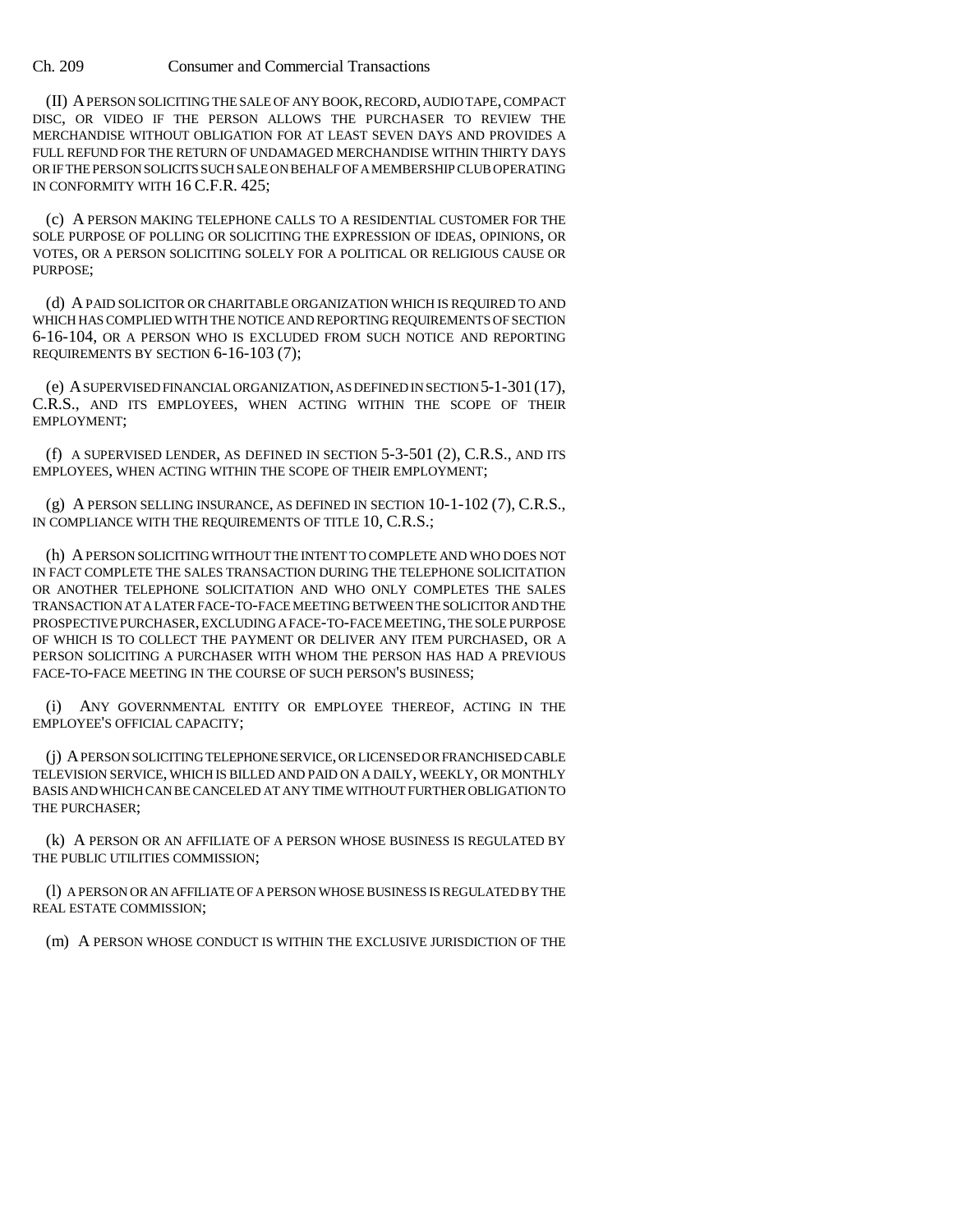(II) A PERSON SOLICITING THE SALE OF ANY BOOK, RECORD, AUDIO TAPE, COMPACT DISC, OR VIDEO IF THE PERSON ALLOWS THE PURCHASER TO REVIEW THE MERCHANDISE WITHOUT OBLIGATION FOR AT LEAST SEVEN DAYS AND PROVIDES A FULL REFUND FOR THE RETURN OF UNDAMAGED MERCHANDISE WITHIN THIRTY DAYS OR IF THE PERSON SOLICITS SUCH SALE ON BEHALF OF A MEMBERSHIP CLUB OPERATING IN CONFORMITY WITH 16 C.F.R. 425;

(c) A PERSON MAKING TELEPHONE CALLS TO A RESIDENTIAL CUSTOMER FOR THE SOLE PURPOSE OF POLLING OR SOLICITING THE EXPRESSION OF IDEAS, OPINIONS, OR VOTES, OR A PERSON SOLICITING SOLELY FOR A POLITICAL OR RELIGIOUS CAUSE OR PURPOSE;

(d) A PAID SOLICITOR OR CHARITABLE ORGANIZATION WHICH IS REQUIRED TO AND WHICH HAS COMPLIED WITH THE NOTICE AND REPORTING REQUIREMENTS OF SECTION 6-16-104, OR A PERSON WHO IS EXCLUDED FROM SUCH NOTICE AND REPORTING REQUIREMENTS BY SECTION 6-16-103 (7);

(e) A SUPERVISED FINANCIAL ORGANIZATION, AS DEFINED IN SECTION 5-1-301 (17), C.R.S., AND ITS EMPLOYEES, WHEN ACTING WITHIN THE SCOPE OF THEIR EMPLOYMENT;

(f) A SUPERVISED LENDER, AS DEFINED IN SECTION 5-3-501 (2), C.R.S., AND ITS EMPLOYEES, WHEN ACTING WITHIN THE SCOPE OF THEIR EMPLOYMENT;

(g) A PERSON SELLING INSURANCE, AS DEFINED IN SECTION 10-1-102 (7), C.R.S., IN COMPLIANCE WITH THE REQUIREMENTS OF TITLE 10, C.R.S.;

(h) A PERSON SOLICITING WITHOUT THE INTENT TO COMPLETE AND WHO DOES NOT IN FACT COMPLETE THE SALES TRANSACTION DURING THE TELEPHONE SOLICITATION OR ANOTHER TELEPHONE SOLICITATION AND WHO ONLY COMPLETES THE SALES TRANSACTION AT A LATER FACE-TO-FACE MEETING BETWEEN THE SOLICITOR AND THE PROSPECTIVE PURCHASER, EXCLUDING A FACE-TO-FACE MEETING, THE SOLE PURPOSE OF WHICH IS TO COLLECT THE PAYMENT OR DELIVER ANY ITEM PURCHASED, OR A PERSON SOLICITING A PURCHASER WITH WHOM THE PERSON HAS HAD A PREVIOUS FACE-TO-FACE MEETING IN THE COURSE OF SUCH PERSON'S BUSINESS;

(i) ANY GOVERNMENTAL ENTITY OR EMPLOYEE THEREOF, ACTING IN THE EMPLOYEE'S OFFICIAL CAPACITY;

(j) A PERSON SOLICITING TELEPHONE SERVICE, OR LICENSED OR FRANCHISED CABLE TELEVISION SERVICE, WHICH IS BILLED AND PAID ON A DAILY, WEEKLY, OR MONTHLY BASIS AND WHICH CAN BE CANCELED AT ANY TIME WITHOUT FURTHER OBLIGATION TO THE PURCHASER;

(k) A PERSON OR AN AFFILIATE OF A PERSON WHOSE BUSINESS IS REGULATED BY THE PUBLIC UTILITIES COMMISSION;

(l) A PERSON OR AN AFFILIATE OF A PERSON WHOSE BUSINESS IS REGULATED BY THE REAL ESTATE COMMISSION;

(m) A PERSON WHOSE CONDUCT IS WITHIN THE EXCLUSIVE JURISDICTION OF THE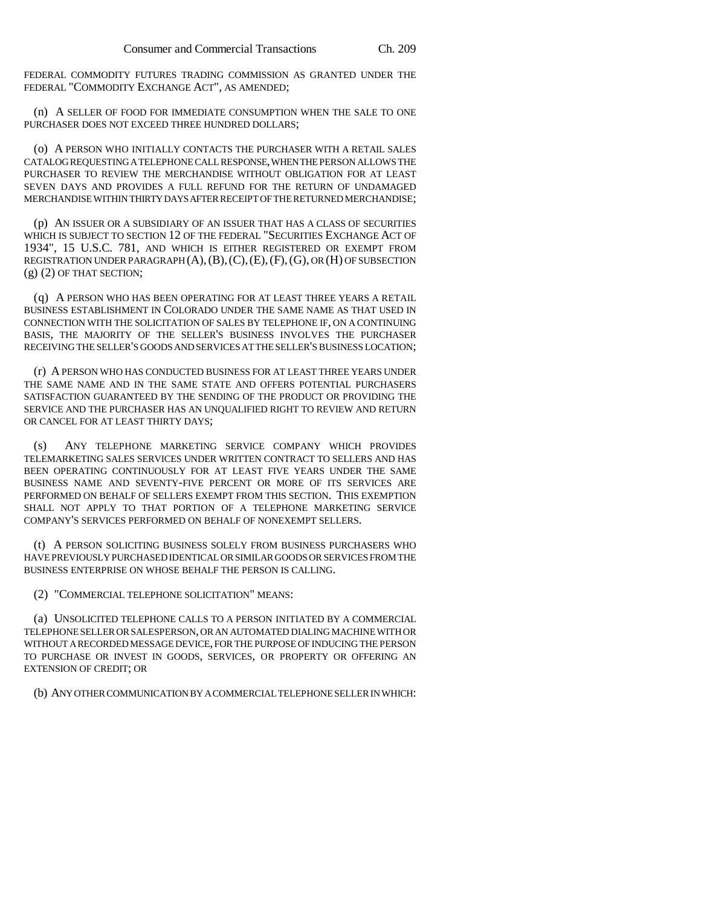FEDERAL COMMODITY FUTURES TRADING COMMISSION AS GRANTED UNDER THE FEDERAL "COMMODITY EXCHANGE ACT", AS AMENDED;

(n) A SELLER OF FOOD FOR IMMEDIATE CONSUMPTION WHEN THE SALE TO ONE PURCHASER DOES NOT EXCEED THREE HUNDRED DOLLARS;

(o) A PERSON WHO INITIALLY CONTACTS THE PURCHASER WITH A RETAIL SALES CATALOG REQUESTING A TELEPHONE CALL RESPONSE, WHEN THE PERSON ALLOWS THE PURCHASER TO REVIEW THE MERCHANDISE WITHOUT OBLIGATION FOR AT LEAST SEVEN DAYS AND PROVIDES A FULL REFUND FOR THE RETURN OF UNDAMAGED MERCHANDISE WITHIN THIRTY DAYS AFTER RECEIPT OF THE RETURNED MERCHANDISE;

(p) AN ISSUER OR A SUBSIDIARY OF AN ISSUER THAT HAS A CLASS OF SECURITIES WHICH IS SUBJECT TO SECTION 12 OF THE FEDERAL "SECURITIES EXCHANGE ACT OF 1934", 15 U.S.C. 781, AND WHICH IS EITHER REGISTERED OR EXEMPT FROM REGISTRATION UNDER PARAGRAPH (A), (B), (C), (E), (F), (G), OR (H) OF SUBSECTION (g) (2) OF THAT SECTION;

(q) A PERSON WHO HAS BEEN OPERATING FOR AT LEAST THREE YEARS A RETAIL BUSINESS ESTABLISHMENT IN COLORADO UNDER THE SAME NAME AS THAT USED IN CONNECTION WITH THE SOLICITATION OF SALES BY TELEPHONE IF, ON A CONTINUING BASIS, THE MAJORITY OF THE SELLER'S BUSINESS INVOLVES THE PURCHASER RECEIVING THE SELLER'S GOODS AND SERVICES AT THE SELLER'S BUSINESS LOCATION;

(r) A PERSON WHO HAS CONDUCTED BUSINESS FOR AT LEAST THREE YEARS UNDER THE SAME NAME AND IN THE SAME STATE AND OFFERS POTENTIAL PURCHASERS SATISFACTION GUARANTEED BY THE SENDING OF THE PRODUCT OR PROVIDING THE SERVICE AND THE PURCHASER HAS AN UNQUALIFIED RIGHT TO REVIEW AND RETURN OR CANCEL FOR AT LEAST THIRTY DAYS;

(s) ANY TELEPHONE MARKETING SERVICE COMPANY WHICH PROVIDES TELEMARKETING SALES SERVICES UNDER WRITTEN CONTRACT TO SELLERS AND HAS BEEN OPERATING CONTINUOUSLY FOR AT LEAST FIVE YEARS UNDER THE SAME BUSINESS NAME AND SEVENTY-FIVE PERCENT OR MORE OF ITS SERVICES ARE PERFORMED ON BEHALF OF SELLERS EXEMPT FROM THIS SECTION. THIS EXEMPTION SHALL NOT APPLY TO THAT PORTION OF A TELEPHONE MARKETING SERVICE COMPANY'S SERVICES PERFORMED ON BEHALF OF NONEXEMPT SELLERS.

(t) A PERSON SOLICITING BUSINESS SOLELY FROM BUSINESS PURCHASERS WHO HAVE PREVIOUSLY PURCHASED IDENTICAL OR SIMILAR GOODS OR SERVICES FROM THE BUSINESS ENTERPRISE ON WHOSE BEHALF THE PERSON IS CALLING.

(2) "COMMERCIAL TELEPHONE SOLICITATION" MEANS:

(a) UNSOLICITED TELEPHONE CALLS TO A PERSON INITIATED BY A COMMERCIAL TELEPHONE SELLER OR SALESPERSON, OR AN AUTOMATED DIALING MACHINE WITH OR WITHOUT A RECORDED MESSAGE DEVICE, FOR THE PURPOSE OF INDUCING THE PERSON TO PURCHASE OR INVEST IN GOODS, SERVICES, OR PROPERTY OR OFFERING AN EXTENSION OF CREDIT; OR

(b) ANY OTHER COMMUNICATION BY A COMMERCIAL TELEPHONE SELLER IN WHICH: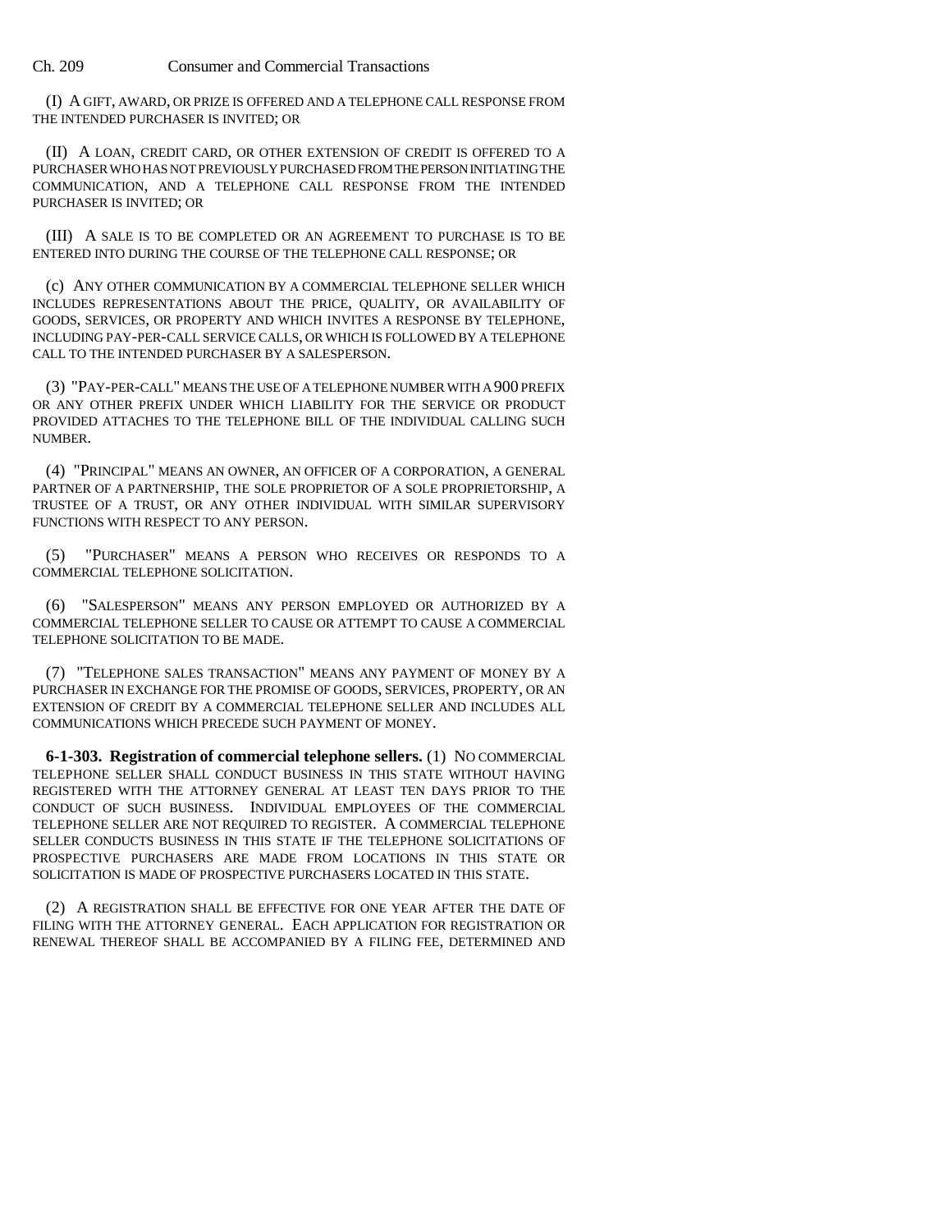(I) A GIFT, AWARD, OR PRIZE IS OFFERED AND A TELEPHONE CALL RESPONSE FROM THE INTENDED PURCHASER IS INVITED; OR

(II) A LOAN, CREDIT CARD, OR OTHER EXTENSION OF CREDIT IS OFFERED TO A PURCHASER WHO HAS NOT PREVIOUSLY PURCHASED FROM THE PERSON INITIATING THE COMMUNICATION, AND A TELEPHONE CALL RESPONSE FROM THE INTENDED PURCHASER IS INVITED; OR

(III) A SALE IS TO BE COMPLETED OR AN AGREEMENT TO PURCHASE IS TO BE ENTERED INTO DURING THE COURSE OF THE TELEPHONE CALL RESPONSE; OR

(c) ANY OTHER COMMUNICATION BY A COMMERCIAL TELEPHONE SELLER WHICH INCLUDES REPRESENTATIONS ABOUT THE PRICE, QUALITY, OR AVAILABILITY OF GOODS, SERVICES, OR PROPERTY AND WHICH INVITES A RESPONSE BY TELEPHONE, INCLUDING PAY-PER-CALL SERVICE CALLS, OR WHICH IS FOLLOWED BY A TELEPHONE CALL TO THE INTENDED PURCHASER BY A SALESPERSON.

(3) "PAY-PER-CALL" MEANS THE USE OF A TELEPHONE NUMBER WITH A 900 PREFIX OR ANY OTHER PREFIX UNDER WHICH LIABILITY FOR THE SERVICE OR PRODUCT PROVIDED ATTACHES TO THE TELEPHONE BILL OF THE INDIVIDUAL CALLING SUCH NUMBER.

(4) "PRINCIPAL" MEANS AN OWNER, AN OFFICER OF A CORPORATION, A GENERAL PARTNER OF A PARTNERSHIP, THE SOLE PROPRIETOR OF A SOLE PROPRIETORSHIP, A TRUSTEE OF A TRUST, OR ANY OTHER INDIVIDUAL WITH SIMILAR SUPERVISORY FUNCTIONS WITH RESPECT TO ANY PERSON.

(5) "PURCHASER" MEANS A PERSON WHO RECEIVES OR RESPONDS TO A COMMERCIAL TELEPHONE SOLICITATION.

(6) "SALESPERSON" MEANS ANY PERSON EMPLOYED OR AUTHORIZED BY A COMMERCIAL TELEPHONE SELLER TO CAUSE OR ATTEMPT TO CAUSE A COMMERCIAL TELEPHONE SOLICITATION TO BE MADE.

(7) "TELEPHONE SALES TRANSACTION" MEANS ANY PAYMENT OF MONEY BY A PURCHASER IN EXCHANGE FOR THE PROMISE OF GOODS, SERVICES, PROPERTY, OR AN EXTENSION OF CREDIT BY A COMMERCIAL TELEPHONE SELLER AND INCLUDES ALL COMMUNICATIONS WHICH PRECEDE SUCH PAYMENT OF MONEY.

**6-1-303. Registration of commercial telephone sellers.** (1) NO COMMERCIAL TELEPHONE SELLER SHALL CONDUCT BUSINESS IN THIS STATE WITHOUT HAVING REGISTERED WITH THE ATTORNEY GENERAL AT LEAST TEN DAYS PRIOR TO THE CONDUCT OF SUCH BUSINESS. INDIVIDUAL EMPLOYEES OF THE COMMERCIAL TELEPHONE SELLER ARE NOT REQUIRED TO REGISTER. A COMMERCIAL TELEPHONE SELLER CONDUCTS BUSINESS IN THIS STATE IF THE TELEPHONE SOLICITATIONS OF PROSPECTIVE PURCHASERS ARE MADE FROM LOCATIONS IN THIS STATE OR SOLICITATION IS MADE OF PROSPECTIVE PURCHASERS LOCATED IN THIS STATE.

(2) A REGISTRATION SHALL BE EFFECTIVE FOR ONE YEAR AFTER THE DATE OF FILING WITH THE ATTORNEY GENERAL. EACH APPLICATION FOR REGISTRATION OR RENEWAL THEREOF SHALL BE ACCOMPANIED BY A FILING FEE, DETERMINED AND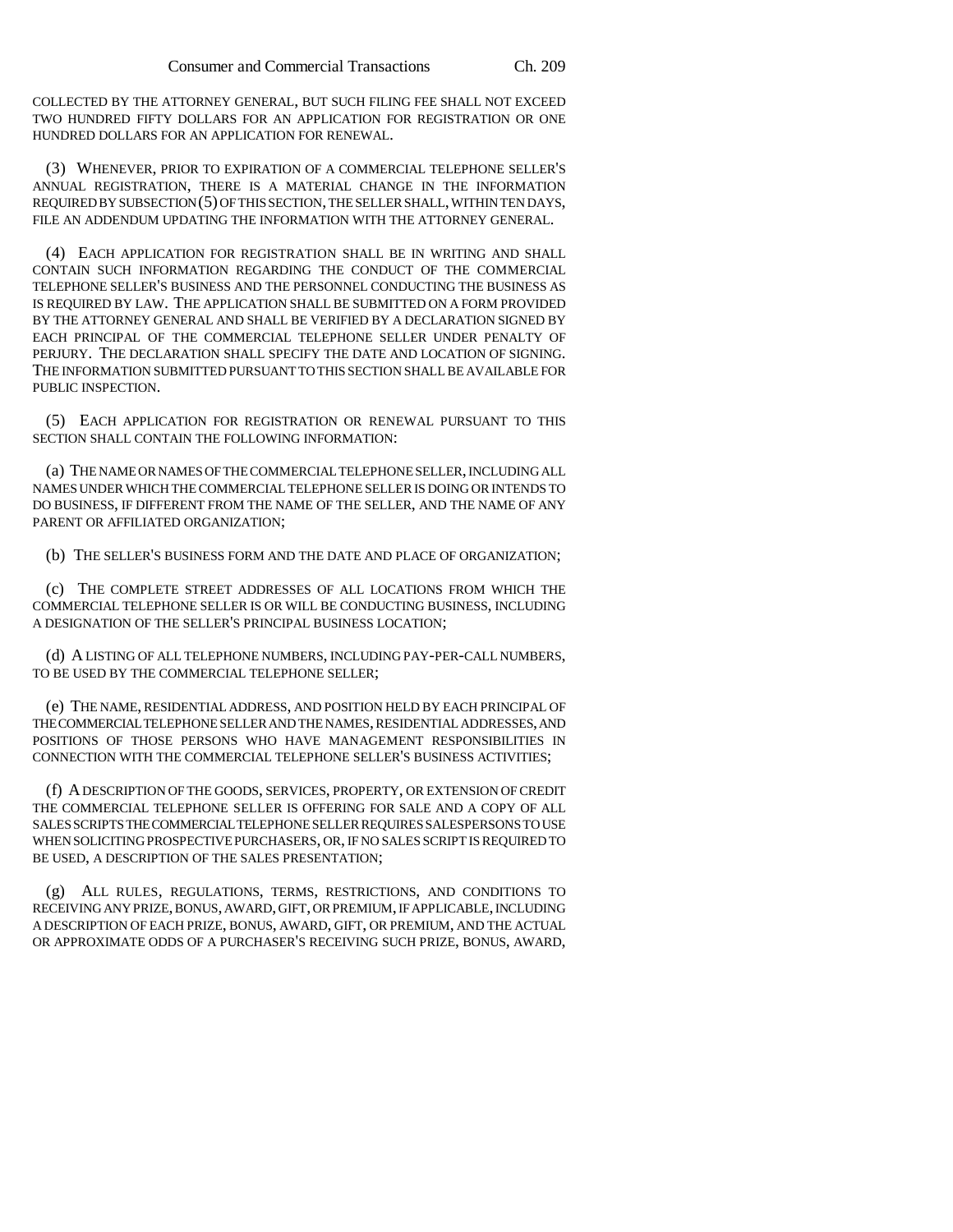COLLECTED BY THE ATTORNEY GENERAL, BUT SUCH FILING FEE SHALL NOT EXCEED TWO HUNDRED FIFTY DOLLARS FOR AN APPLICATION FOR REGISTRATION OR ONE HUNDRED DOLLARS FOR AN APPLICATION FOR RENEWAL.

(3) WHENEVER, PRIOR TO EXPIRATION OF A COMMERCIAL TELEPHONE SELLER'S ANNUAL REGISTRATION, THERE IS A MATERIAL CHANGE IN THE INFORMATION REQUIRED BY SUBSECTION (5) OF THIS SECTION, THE SELLER SHALL, WITHIN TEN DAYS, FILE AN ADDENDUM UPDATING THE INFORMATION WITH THE ATTORNEY GENERAL.

(4) EACH APPLICATION FOR REGISTRATION SHALL BE IN WRITING AND SHALL CONTAIN SUCH INFORMATION REGARDING THE CONDUCT OF THE COMMERCIAL TELEPHONE SELLER'S BUSINESS AND THE PERSONNEL CONDUCTING THE BUSINESS AS IS REQUIRED BY LAW. THE APPLICATION SHALL BE SUBMITTED ON A FORM PROVIDED BY THE ATTORNEY GENERAL AND SHALL BE VERIFIED BY A DECLARATION SIGNED BY EACH PRINCIPAL OF THE COMMERCIAL TELEPHONE SELLER UNDER PENALTY OF PERJURY. THE DECLARATION SHALL SPECIFY THE DATE AND LOCATION OF SIGNING. THE INFORMATION SUBMITTED PURSUANT TO THIS SECTION SHALL BE AVAILABLE FOR PUBLIC INSPECTION.

(5) EACH APPLICATION FOR REGISTRATION OR RENEWAL PURSUANT TO THIS SECTION SHALL CONTAIN THE FOLLOWING INFORMATION:

(a) THE NAME OR NAMES OF THE COMMERCIAL TELEPHONE SELLER, INCLUDING ALL NAMES UNDER WHICH THE COMMERCIAL TELEPHONE SELLER IS DOING OR INTENDS TO DO BUSINESS, IF DIFFERENT FROM THE NAME OF THE SELLER, AND THE NAME OF ANY PARENT OR AFFILIATED ORGANIZATION;

(b) THE SELLER'S BUSINESS FORM AND THE DATE AND PLACE OF ORGANIZATION;

(c) THE COMPLETE STREET ADDRESSES OF ALL LOCATIONS FROM WHICH THE COMMERCIAL TELEPHONE SELLER IS OR WILL BE CONDUCTING BUSINESS, INCLUDING A DESIGNATION OF THE SELLER'S PRINCIPAL BUSINESS LOCATION;

(d) A LISTING OF ALL TELEPHONE NUMBERS, INCLUDING PAY-PER-CALL NUMBERS, TO BE USED BY THE COMMERCIAL TELEPHONE SELLER;

(e) THE NAME, RESIDENTIAL ADDRESS, AND POSITION HELD BY EACH PRINCIPAL OF THE COMMERCIAL TELEPHONE SELLER AND THE NAMES, RESIDENTIAL ADDRESSES, AND POSITIONS OF THOSE PERSONS WHO HAVE MANAGEMENT RESPONSIBILITIES IN CONNECTION WITH THE COMMERCIAL TELEPHONE SELLER'S BUSINESS ACTIVITIES;

(f) A DESCRIPTION OF THE GOODS, SERVICES, PROPERTY, OR EXTENSION OF CREDIT THE COMMERCIAL TELEPHONE SELLER IS OFFERING FOR SALE AND A COPY OF ALL SALES SCRIPTS THE COMMERCIAL TELEPHONE SELLER REQUIRES SALESPERSONS TO USE WHEN SOLICITING PROSPECTIVE PURCHASERS, OR, IF NO SALES SCRIPT IS REQUIRED TO BE USED, A DESCRIPTION OF THE SALES PRESENTATION;

(g) ALL RULES, REGULATIONS, TERMS, RESTRICTIONS, AND CONDITIONS TO RECEIVING ANY PRIZE, BONUS, AWARD, GIFT, OR PREMIUM, IF APPLICABLE, INCLUDING A DESCRIPTION OF EACH PRIZE, BONUS, AWARD, GIFT, OR PREMIUM, AND THE ACTUAL OR APPROXIMATE ODDS OF A PURCHASER'S RECEIVING SUCH PRIZE, BONUS, AWARD,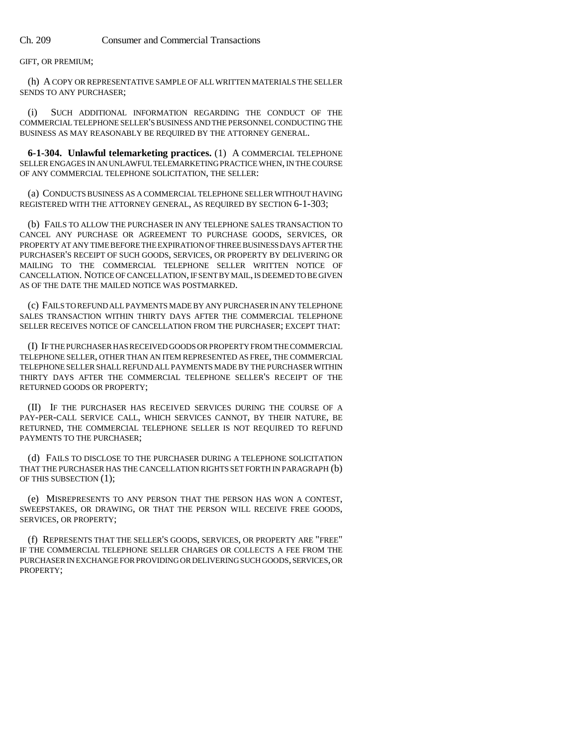GIFT, OR PREMIUM;

(h) A COPY OR REPRESENTATIVE SAMPLE OF ALL WRITTEN MATERIALS THE SELLER SENDS TO ANY PURCHASER;

(i) SUCH ADDITIONAL INFORMATION REGARDING THE CONDUCT OF THE COMMERCIAL TELEPHONE SELLER'S BUSINESS AND THE PERSONNEL CONDUCTING THE BUSINESS AS MAY REASONABLY BE REQUIRED BY THE ATTORNEY GENERAL.

**6-1-304. Unlawful telemarketing practices.** (1) A COMMERCIAL TELEPHONE SELLER ENGAGES IN AN UNLAWFUL TELEMARKETING PRACTICE WHEN, IN THE COURSE OF ANY COMMERCIAL TELEPHONE SOLICITATION, THE SELLER:

(a) CONDUCTS BUSINESS AS A COMMERCIAL TELEPHONE SELLER WITHOUT HAVING REGISTERED WITH THE ATTORNEY GENERAL, AS REQUIRED BY SECTION 6-1-303;

(b) FAILS TO ALLOW THE PURCHASER IN ANY TELEPHONE SALES TRANSACTION TO CANCEL ANY PURCHASE OR AGREEMENT TO PURCHASE GOODS, SERVICES, OR PROPERTY AT ANY TIME BEFORE THE EXPIRATION OF THREE BUSINESS DAYS AFTER THE PURCHASER'S RECEIPT OF SUCH GOODS, SERVICES, OR PROPERTY BY DELIVERING OR MAILING TO THE COMMERCIAL TELEPHONE SELLER WRITTEN NOTICE OF CANCELLATION. NOTICE OF CANCELLATION, IF SENT BY MAIL, IS DEEMED TO BE GIVEN AS OF THE DATE THE MAILED NOTICE WAS POSTMARKED.

(c) FAILS TO REFUND ALL PAYMENTS MADE BY ANY PURCHASER IN ANY TELEPHONE SALES TRANSACTION WITHIN THIRTY DAYS AFTER THE COMMERCIAL TELEPHONE SELLER RECEIVES NOTICE OF CANCELLATION FROM THE PURCHASER; EXCEPT THAT:

(I) IF THE PURCHASER HAS RECEIVED GOODS OR PROPERTY FROM THE COMMERCIAL TELEPHONE SELLER, OTHER THAN AN ITEM REPRESENTED AS FREE, THE COMMERCIAL TELEPHONE SELLER SHALL REFUND ALL PAYMENTS MADE BY THE PURCHASER WITHIN THIRTY DAYS AFTER THE COMMERCIAL TELEPHONE SELLER'S RECEIPT OF THE RETURNED GOODS OR PROPERTY;

(II) IF THE PURCHASER HAS RECEIVED SERVICES DURING THE COURSE OF A PAY-PER-CALL SERVICE CALL, WHICH SERVICES CANNOT, BY THEIR NATURE, BE RETURNED, THE COMMERCIAL TELEPHONE SELLER IS NOT REQUIRED TO REFUND PAYMENTS TO THE PURCHASER;

(d) FAILS TO DISCLOSE TO THE PURCHASER DURING A TELEPHONE SOLICITATION THAT THE PURCHASER HAS THE CANCELLATION RIGHTS SET FORTH IN PARAGRAPH (b) OF THIS SUBSECTION (1);

(e) MISREPRESENTS TO ANY PERSON THAT THE PERSON HAS WON A CONTEST, SWEEPSTAKES, OR DRAWING, OR THAT THE PERSON WILL RECEIVE FREE GOODS, SERVICES, OR PROPERTY;

(f) REPRESENTS THAT THE SELLER'S GOODS, SERVICES, OR PROPERTY ARE "FREE" IF THE COMMERCIAL TELEPHONE SELLER CHARGES OR COLLECTS A FEE FROM THE PURCHASER IN EXCHANGE FOR PROVIDING OR DELIVERING SUCH GOODS, SERVICES, OR PROPERTY;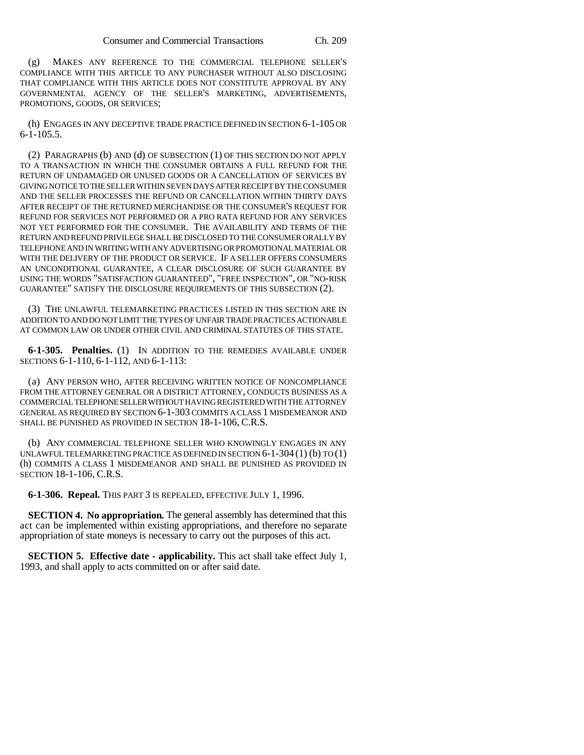(g) MAKES ANY REFERENCE TO THE COMMERCIAL TELEPHONE SELLER'S COMPLIANCE WITH THIS ARTICLE TO ANY PURCHASER WITHOUT ALSO DISCLOSING THAT COMPLIANCE WITH THIS ARTICLE DOES NOT CONSTITUTE APPROVAL BY ANY GOVERNMENTAL AGENCY OF THE SELLER'S MARKETING, ADVERTISEMENTS, PROMOTIONS, GOODS, OR SERVICES;

(h) ENGAGES IN ANY DECEPTIVE TRADE PRACTICE DEFINED IN SECTION 6-1-105 OR 6-1-105.5.

(2) PARAGRAPHS (b) AND (d) OF SUBSECTION (1) OF THIS SECTION DO NOT APPLY TO A TRANSACTION IN WHICH THE CONSUMER OBTAINS A FULL REFUND FOR THE RETURN OF UNDAMAGED OR UNUSED GOODS OR A CANCELLATION OF SERVICES BY GIVING NOTICE TO THE SELLER WITHIN SEVEN DAYS AFTER RECEIPT BY THE CONSUMER AND THE SELLER PROCESSES THE REFUND OR CANCELLATION WITHIN THIRTY DAYS AFTER RECEIPT OF THE RETURNED MERCHANDISE OR THE CONSUMER'S REQUEST FOR REFUND FOR SERVICES NOT PERFORMED OR A PRO RATA REFUND FOR ANY SERVICES NOT YET PERFORMED FOR THE CONSUMER. THE AVAILABILITY AND TERMS OF THE RETURN AND REFUND PRIVILEGE SHALL BE DISCLOSED TO THE CONSUMER ORALLY BY TELEPHONE AND IN WRITING WITH ANY ADVERTISING OR PROMOTIONAL MATERIAL OR WITH THE DELIVERY OF THE PRODUCT OR SERVICE. IF A SELLER OFFERS CONSUMERS AN UNCONDITIONAL GUARANTEE, A CLEAR DISCLOSURE OF SUCH GUARANTEE BY USING THE WORDS "SATISFACTION GUARANTEED", "FREE INSPECTION", OR "NO-RISK GUARANTEE" SATISFY THE DISCLOSURE REQUIREMENTS OF THIS SUBSECTION (2).

(3) THE UNLAWFUL TELEMARKETING PRACTICES LISTED IN THIS SECTION ARE IN ADDITION TO AND DO NOT LIMIT THE TYPES OF UNFAIR TRADE PRACTICES ACTIONABLE AT COMMON LAW OR UNDER OTHER CIVIL AND CRIMINAL STATUTES OF THIS STATE.

**6-1-305. Penalties.** (1) IN ADDITION TO THE REMEDIES AVAILABLE UNDER SECTIONS 6-1-110, 6-1-112, AND 6-1-113:

(a) ANY PERSON WHO, AFTER RECEIVING WRITTEN NOTICE OF NONCOMPLIANCE FROM THE ATTORNEY GENERAL OR A DISTRICT ATTORNEY, CONDUCTS BUSINESS AS A COMMERCIAL TELEPHONE SELLER WITHOUT HAVING REGISTERED WITH THE ATTORNEY GENERAL AS REQUIRED BY SECTION 6-1-303 COMMITS A CLASS 1 MISDEMEANOR AND SHALL BE PUNISHED AS PROVIDED IN SECTION 18-1-106, C.R.S.

(b) ANY COMMERCIAL TELEPHONE SELLER WHO KNOWINGLY ENGAGES IN ANY UNLAWFUL TELEMARKETING PRACTICE AS DEFINED IN SECTION 6-1-304 (1) (b) TO (1) (h) COMMITS A CLASS 1 MISDEMEANOR AND SHALL BE PUNISHED AS PROVIDED IN SECTION 18-1-106, C.R.S.

**6-1-306. Repeal.** THIS PART 3 IS REPEALED, EFFECTIVE JULY 1, 1996.

**SECTION 4. No appropriation.** The general assembly has determined that this act can be implemented within existing appropriations, and therefore no separate appropriation of state moneys is necessary to carry out the purposes of this act.

**SECTION 5. Effective date - applicability.** This act shall take effect July 1, 1993, and shall apply to acts committed on or after said date.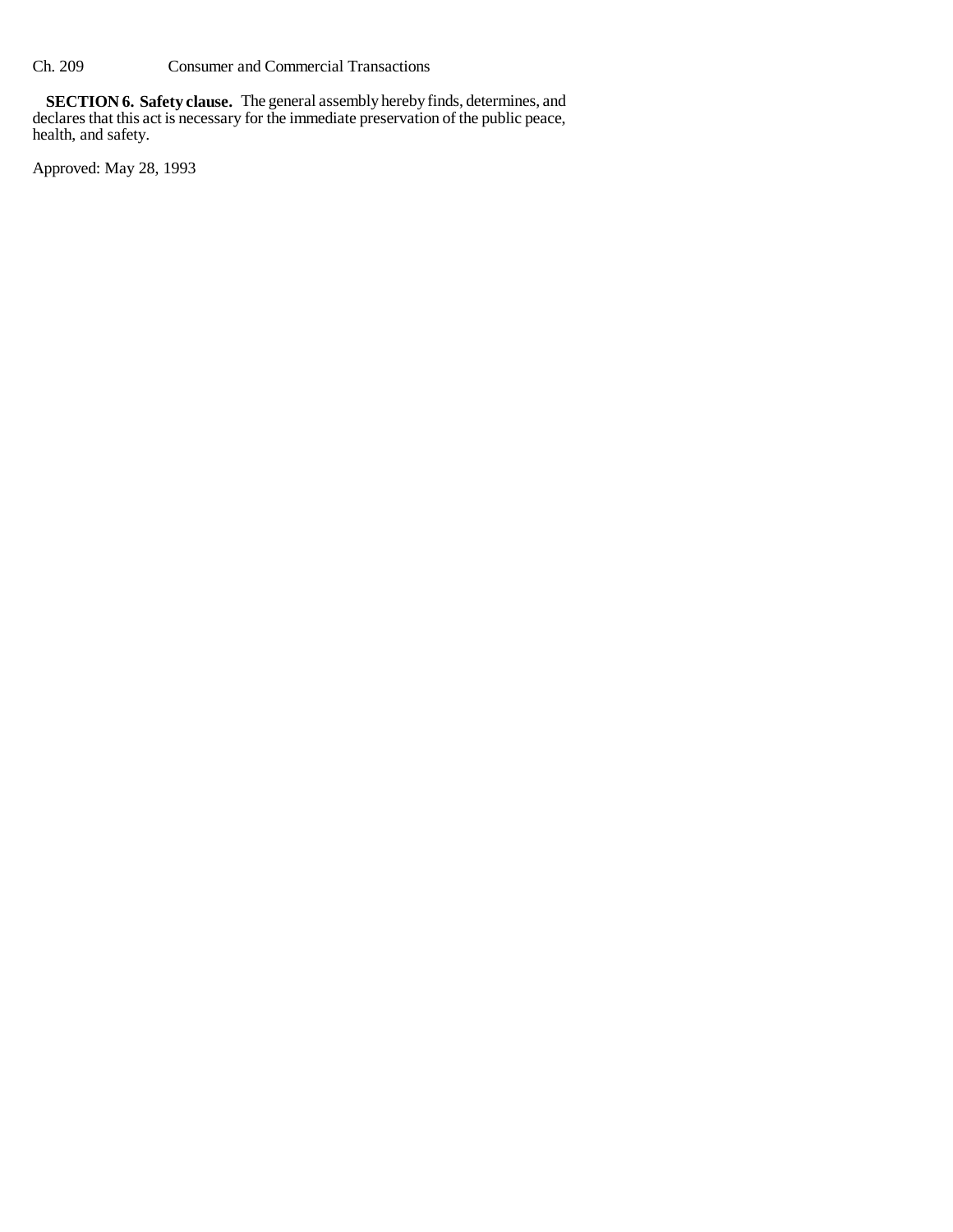**SECTION 6. Safety clause.** The general assembly hereby finds, determines, and declares that this act is necessary for the immediate preservation of the public peace, health, and safety.

Approved: May 28, 1993